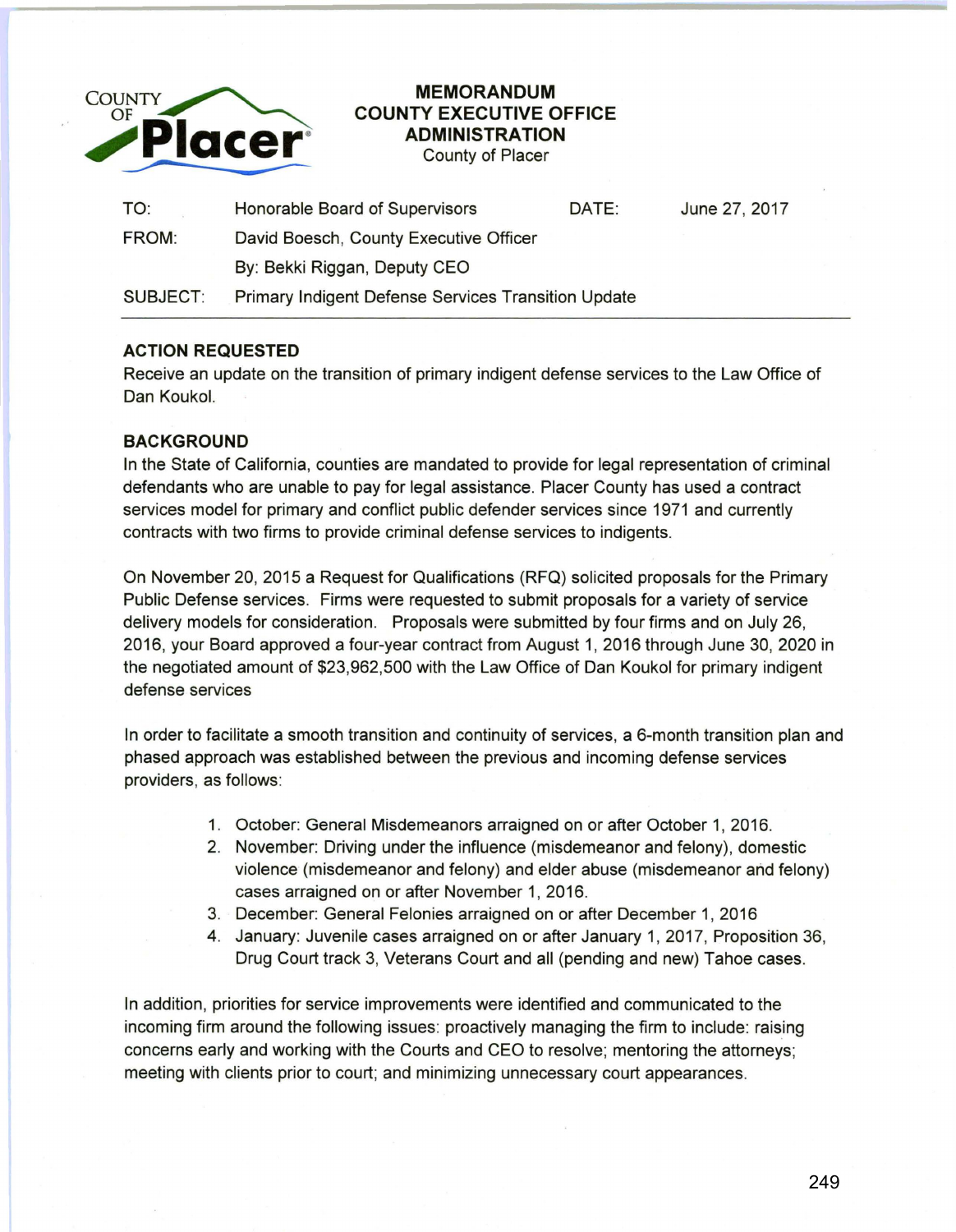**COUNTY OF Placer**

# MEMORANDUM
## COUNTY EXECUTIVE OFFICE ADMINISTRATION
County of Placer

| | | | |
|---|---|---|---|
| TO: | Honorable Board of Supervisors | DATE: | June 27, 2017 |
| FROM: | David Boesch, County Executive Officer | | |
| | By: Bekki Riggan, Deputy CEO | | |
| SUBJECT: | Primary Indigent Defense Services Transition Update | | |

**ACTION REQUESTED**

Receive an update on the transition of primary indigent defense services to the Law Office of Dan Koukol.

**BACKGROUND**

In the State of California, counties are mandated to provide for legal representation of criminal defendants who are unable to pay for legal assistance. Placer County has used a contract services model for primary and conflict public defender services since 1971 and currently contracts with two firms to provide criminal defense services to indigents.

On November 20, 2015 a Request for Qualifications (RFQ) solicited proposals for the Primary Public Defense services. Firms were requested to submit proposals for a variety of service delivery models for consideration. Proposals were submitted by four firms and on July 26, 2016, your Board approved a four-year contract from August 1, 2016 through June 30, 2020 in the negotiated amount of $23,962,500 with the Law Office of Dan Koukol for primary indigent defense services

In order to facilitate a smooth transition and continuity of services, a 6-month transition plan and phased approach was established between the previous and incoming defense services providers, as follows:

1. October: General Misdemeanors arraigned on or after October 1, 2016.
2. November: Driving under the influence (misdemeanor and felony), domestic violence (misdemeanor and felony) and elder abuse (misdemeanor and felony) cases arraigned on or after November 1, 2016.
3. December: General Felonies arraigned on or after December 1, 2016
4. January: Juvenile cases arraigned on or after January 1, 2017, Proposition 36, Drug Court track 3, Veterans Court and all (pending and new) Tahoe cases.

In addition, priorities for service improvements were identified and communicated to the incoming firm around the following issues: proactively managing the firm to include: raising concerns early and working with the Courts and CEO to resolve; mentoring the attorneys; meeting with clients prior to court; and minimizing unnecessary court appearances.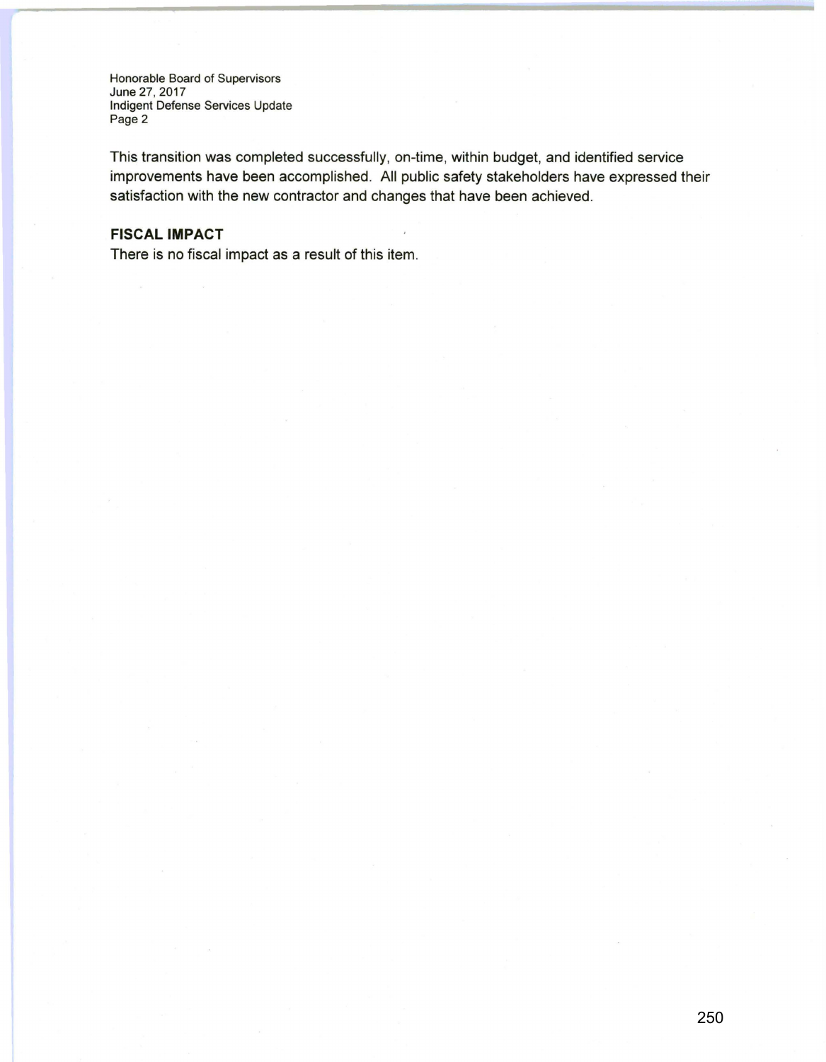This transition was completed successfully, on-time, within budget, and identified service improvements have been accomplished. All public safety stakeholders have expressed their satisfaction with the new contractor and changes that have been achieved.

**FISCAL IMPACT**

There is no fiscal impact as a result of this item.